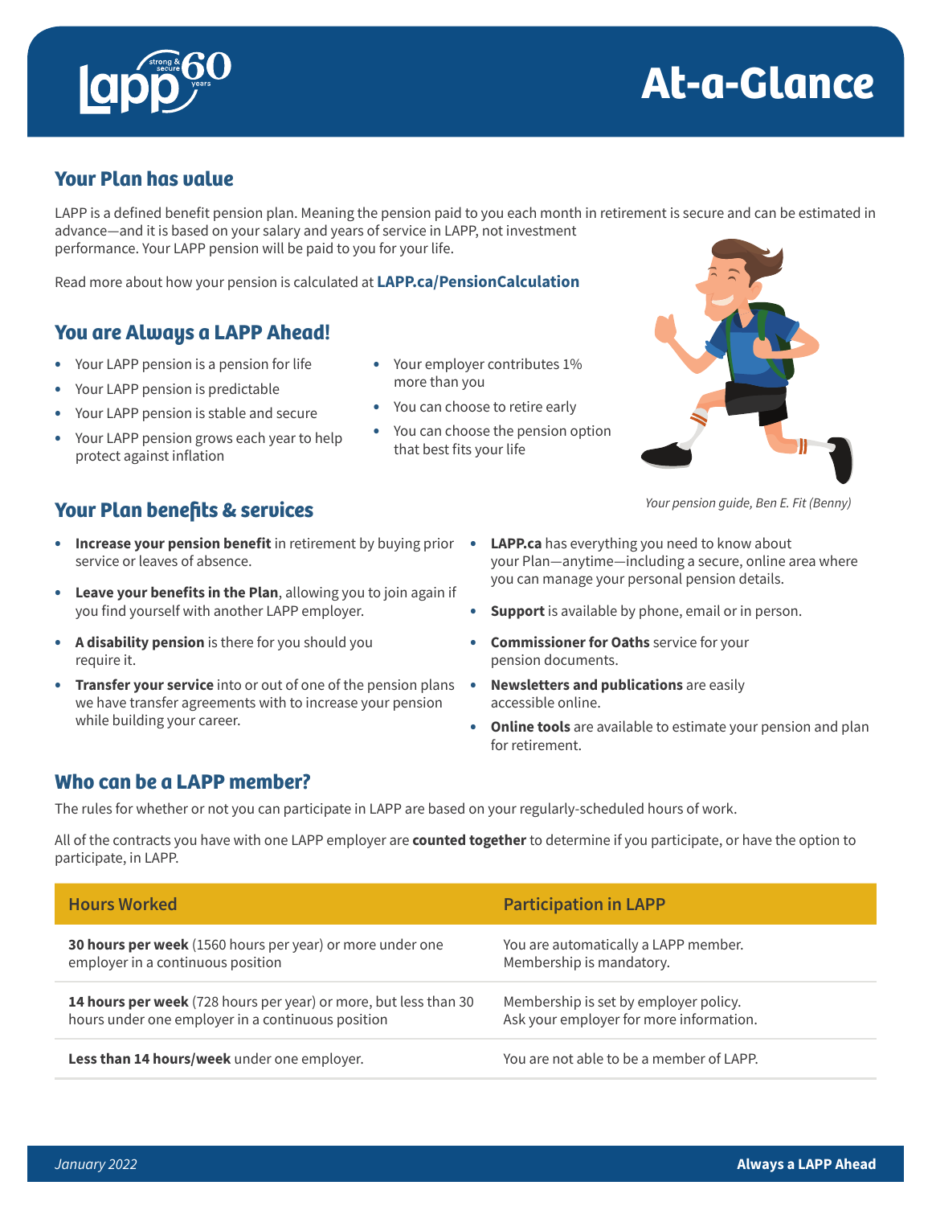# At-a-Glance

## Your Plan has value

LAPP is a defined benefit pension plan. Meaning the pension paid to you each month in retirement is secure and can be estimated in advance—and it is based on your salary and years of service in LAPP, not investment performance. Your LAPP pension will be paid to you for your life.

Read more about how your pension is calculated at **LAPP.ca/PensionCalculation**

## You are Always a LAPP Ahead!

- Your LAPP pension is a pension for life
- Your LAPP pension is predictable
- Your LAPP pension is stable and secure
- Your LAPP pension grows each year to help protect against inflation
- Your employer contributes 1% more than you
- You can choose to retire early
- You can choose the pension option that best fits your life

*Your pension guide, Ben E. Fit (Benny)*

## Your Plan benefits & services

- **Increase your pension benefit** in retirement by buying prior service or leaves of absence.
- **Leave your benefits in the Plan**, allowing you to join again if you find yourself with another LAPP employer.
- **A disability pension** is there for you should you require it.
- **Transfer your service** into or out of one of the pension plans we have transfer agreements with to increase your pension while building your career.
- **LAPP.ca** has everything you need to know about your Plan—anytime—including a secure, online area where you can manage your personal pension details.
- **Support** is available by phone, email or in person.
- **Commissioner for Oaths** service for your pension documents.
- **Newsletters and publications** are easily accessible online.
- **Online tools** are available to estimate your pension and plan for retirement.

## Who can be a LAPP member?

The rules for whether or not you can participate in LAPP are based on your regularly-scheduled hours of work.

All of the contracts you have with one LAPP employer are **counted together** to determine if you participate, or have the option to participate, in LAPP.

| Hours Worked | Participation in LAPP |
|---|---|
| **30 hours per week** (1560 hours per year) or more under one employer in a continuous position | You are automatically a LAPP member. Membership is mandatory. |
| **14 hours per week** (728 hours per year) or more, but less than 30 hours under one employer in a continuous position | Membership is set by employer policy. Ask your employer for more information. |
| **Less than 14 hours/week** under one employer. | You are not able to be a member of LAPP. |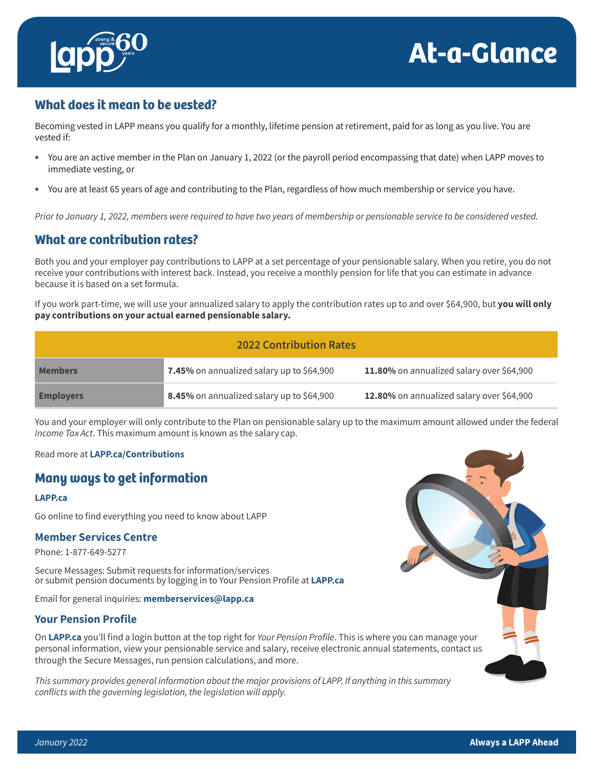# At-a-Glance

## What does it mean to be vested?

Becoming vested in LAPP means you qualify for a monthly, lifetime pension at retirement, paid for as long as you live. You are vested if:

- You are an active member in the Plan on January 1, 2022 (or the payroll period encompassing that date) when LAPP moves to immediate vesting, or
- You are at least 65 years of age and contributing to the Plan, regardless of how much membership or service you have.

*Prior to January 1, 2022, members were required to have two years of membership or pensionable service to be considered vested.*

## What are contribution rates?

Both you and your employer pay contributions to LAPP at a set percentage of your pensionable salary. When you retire, you do not receive your contributions with interest back. Instead, you receive a monthly pension for life that you can estimate in advance because it is based on a set formula.

If you work part-time, we will use your annualized salary to apply the contribution rates up to and over $64,900, but **you will only pay contributions on your actual earned pensionable salary.**

| 2022 Contribution Rates | | |
|---|---|---|
| **Members** | **7.45%** on annualized salary up to $64,900 | **11.80%** on annualized salary over $64,900 |
| **Employers** | **8.45%** on annualized salary up to $64,900 | **12.80%** on annualized salary over $64,900 |

You and your employer will only contribute to the Plan on pensionable salary up to the maximum amount allowed under the federal *Income Tax Act*. This maximum amount is known as the salary cap.

Read more at **LAPP.ca/Contributions**

## Many ways to get information

**LAPP.ca**

Go online to find everything you need to know about LAPP

### Member Services Centre

Phone: 1-877-649-5277

Secure Messages: Submit requests for information/services or submit pension documents by logging in to Your Pension Profile at **LAPP.ca**

Email for general inquiries: **memberservices@lapp.ca**

### Your Pension Profile

On **LAPP.ca** you'll find a login button at the top right for *Your Pension Profile*. This is where you can manage your personal information, view your pensionable service and salary, receive electronic annual statements, contact us through the Secure Messages, run pension calculations, and more.

*This summary provides general information about the major provisions of LAPP. If anything in this summary conflicts with the governing legislation, the legislation will apply.*

*January 2022*

**Always a LAPP Ahead**